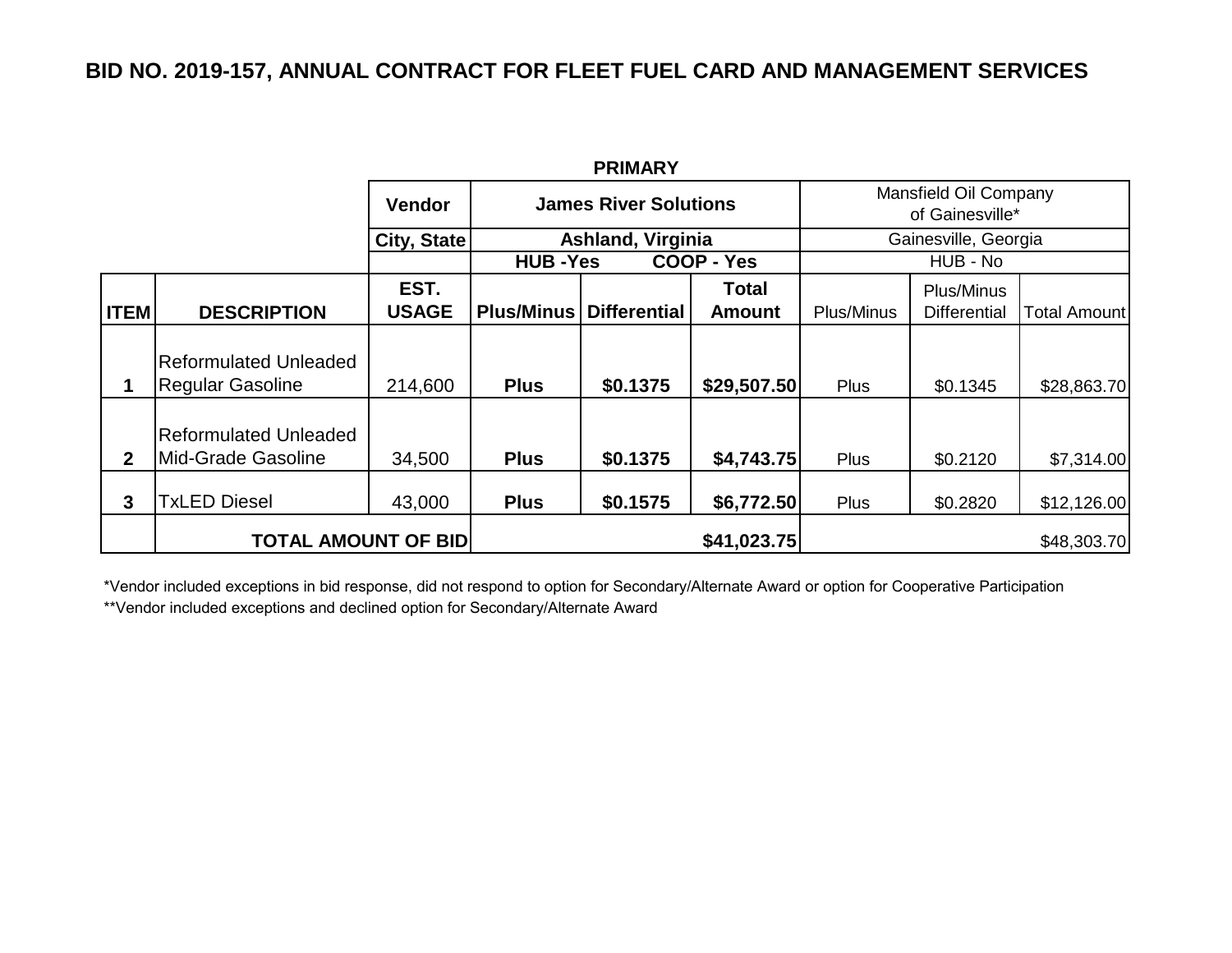# BID NO. 2019-157, ANNUAL CONTRACT FOR FLEET FUEL CARD AND MANAGEMENT SERVICES

**PRIMARY**

| | | **Vendor** | **James River Solutions** | | | Mansfield Oil Company of Gainesville* | | |
|---|---|---|---|---|---|---|---|---|
| | | **City, State** | **Ashland, Virginia** | | | Gainesville, Georgia | | |
| | | | **HUB -Yes** | | **COOP - Yes** | HUB - No | | |
| **ITEM** | **DESCRIPTION** | **EST. USAGE** | **Plus/Minus** | **Differential** | **Total Amount** | Plus/Minus | Plus/Minus Differential | Total Amount |
| **1** | Reformulated Unleaded Regular Gasoline | 214,600 | **Plus** | **$0.1375** | **$29,507.50** | Plus | $0.1345 | $28,863.70 |
| **2** | Reformulated Unleaded Mid-Grade Gasoline | 34,500 | **Plus** | **$0.1375** | **$4,743.75** | Plus | $0.2120 | $7,314.00 |
| **3** | TxLED Diesel | 43,000 | **Plus** | **$0.1575** | **$6,772.50** | Plus | $0.2820 | $12,126.00 |
| | **TOTAL AMOUNT OF BID** | | | | **$41,023.75** | | | $48,303.70 |

*Vendor included exceptions in bid response, did not respond to option for Secondary/Alternate Award or option for Cooperative Participation

**Vendor included exceptions and declined option for Secondary/Alternate Award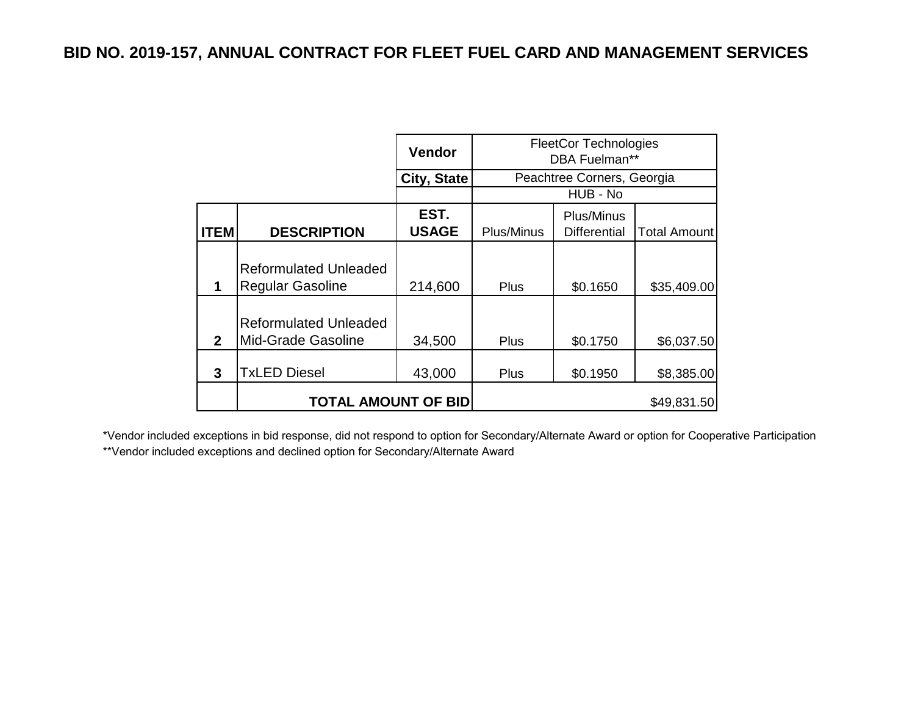## BID NO. 2019-157, ANNUAL CONTRACT FOR FLEET FUEL CARD AND MANAGEMENT SERVICES

| | | | | | |
|---|---|---|---|---|---|
| | | **Vendor** | FleetCor Technologies DBA Fuelman** | | |
| | | **City, State** | Peachtree Corners, Georgia | | |
| | | | HUB - No | | |
| **ITEM** | **DESCRIPTION** | **EST. USAGE** | Plus/Minus | Plus/Minus Differential | Total Amount |
| **1** | Reformulated Unleaded Regular Gasoline | 214,600 | Plus | $0.1650 | $35,409.00 |
| **2** | Reformulated Unleaded Mid-Grade Gasoline | 34,500 | Plus | $0.1750 | $6,037.50 |
| **3** | TxLED Diesel | 43,000 | Plus | $0.1950 | $8,385.00 |
| | **TOTAL AMOUNT OF BID** | | | | $49,831.50 |

*Vendor included exceptions in bid response, did not respond to option for Secondary/Alternate Award or option for Cooperative Participation

**Vendor included exceptions and declined option for Secondary/Alternate Award